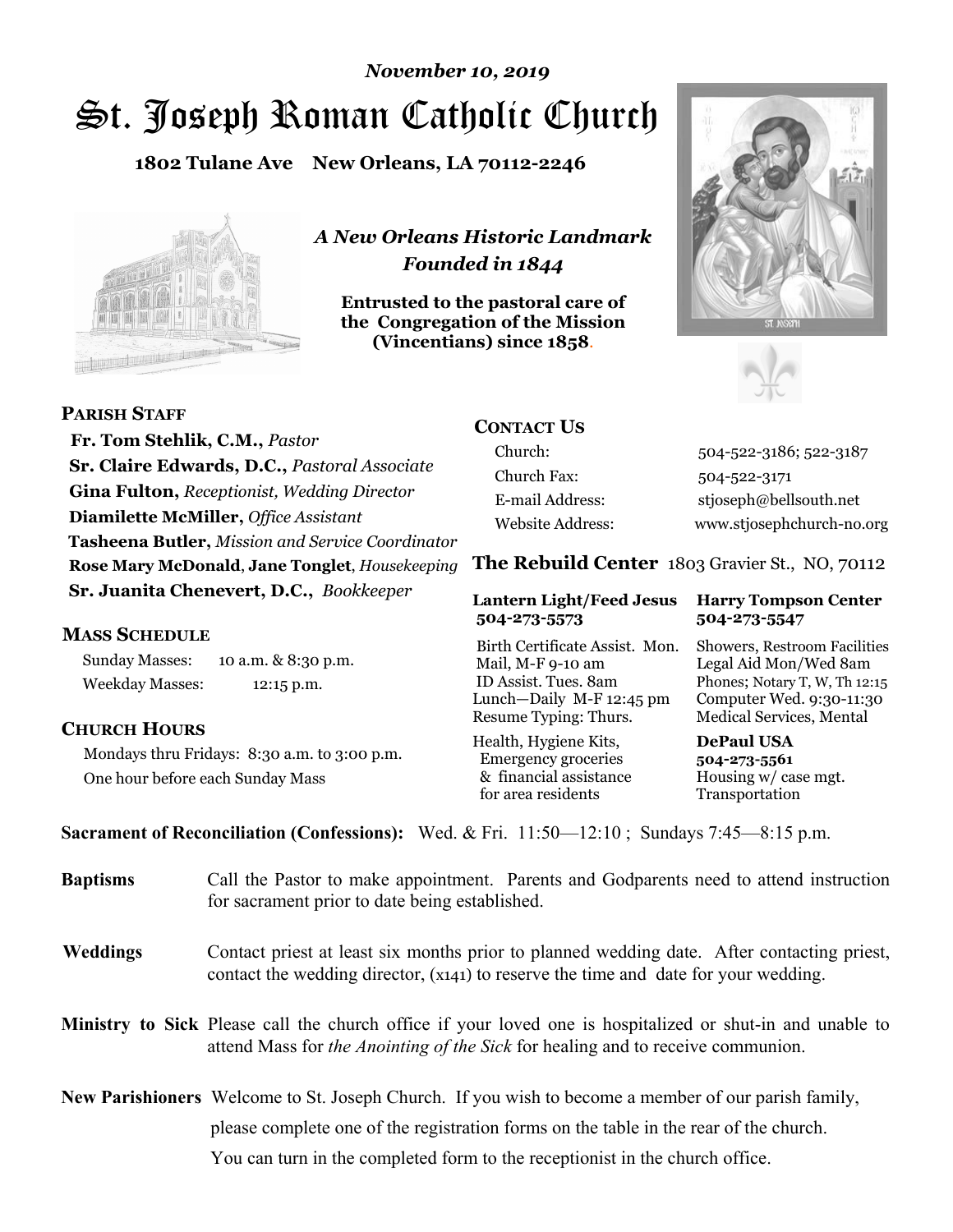*November 10, 2019*

# St. Joseph Roman Catholic Church

**1802 Tulane Ave New Orleans, LA 70112-2246**

*A New Orleans Historic Landmark*
*Founded in 1844*

**Entrusted to the pastoral care of the Congregation of the Mission (Vincentians) since 1858.**

## PARISH STAFF

**Fr. Tom Stehlik, C.M.,** *Pastor*
**Sr. Claire Edwards, D.C.,** *Pastoral Associate*
**Gina Fulton,** *Receptionist, Wedding Director*
**Diamilette McMiller,** *Office Assistant*
**Tasheena Butler,** *Mission and Service Coordinator*
**Rose Mary McDonald**, **Jane Tonglet**, *Housekeeping*
**Sr. Juanita Chenevert, D.C.,** *Bookkeeper*

## MASS SCHEDULE

Sunday Masses: 10 a.m. & 8:30 p.m.
Weekday Masses: 12:15 p.m.

## CHURCH HOURS

Mondays thru Fridays: 8:30 a.m. to 3:00 p.m.
One hour before each Sunday Mass

## CONTACT US

| | |
|---|---|
| Church: | 504-522-3186; 522-3187 |
| Church Fax: | 504-522-3171 |
| E-mail Address: | stjoseph@bellsouth.net |
| Website Address: | www.stjosephchurch-no.org |

## The Rebuild Center 1803 Gravier St., NO, 70112

| **Lantern Light/Feed Jesus 504-273-5573** | **Harry Tompson Center 504-273-5547** |
|---|---|
| Birth Certificate Assist. Mon. Mail, M-F 9-10 am ID Assist. Tues. 8am Lunch—Daily M-F 12:45 pm Resume Typing: Thurs. | Showers, Restroom Facilities Legal Aid Mon/Wed 8am Phones; Notary T, W, Th 12:15 Computer Wed. 9:30-11:30 Medical Services, Mental |
| Health, Hygiene Kits, Emergency groceries & financial assistance for area residents | **DePaul USA 504-273-5561** Housing w/ case mgt. Transportation |

**Sacrament of Reconciliation (Confessions):** Wed. & Fri. 11:50—12:10 ; Sundays 7:45—8:15 p.m.

**Baptisms** Call the Pastor to make appointment. Parents and Godparents need to attend instruction for sacrament prior to date being established.

**Weddings** Contact priest at least six months prior to planned wedding date. After contacting priest, contact the wedding director, (x141) to reserve the time and date for your wedding.

**Ministry to Sick** Please call the church office if your loved one is hospitalized or shut-in and unable to attend Mass for *the Anointing of the Sick* for healing and to receive communion.

**New Parishioners** Welcome to St. Joseph Church. If you wish to become a member of our parish family, please complete one of the registration forms on the table in the rear of the church. You can turn in the completed form to the receptionist in the church office.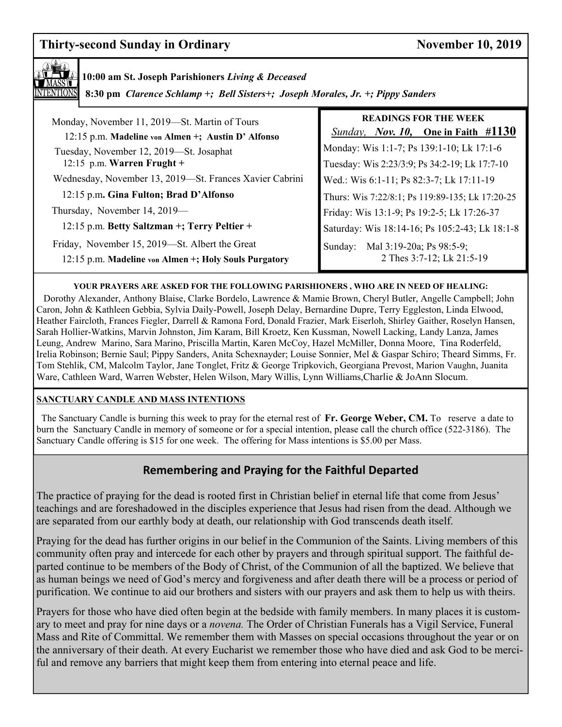## Thirty-second Sunday in Ordinary — November 10, 2019

**MASS INTENTIONS**

**10:00 am St. Joseph Parishioners** ***Living & Deceased***

**8:30 pm** *Clarence Schlamp +; Bell Sisters+; Joseph Morales, Jr. +; Pippy Sanders*

Monday, November 11, 2019—St. Martin of Tours
12:15 p.m. **Madeline von Almen +; Austin D' Alfonso**

Tuesday, November 12, 2019—St. Josaphat
12:15 p.m. **Warren Frught +**

Wednesday, November 13, 2019—St. Frances Xavier Cabrini
12:15 p.m**. Gina Fulton; Brad D'Alfonso**

Thursday, November 14, 2019—
12:15 p.m. **Betty Saltzman +; Terry Peltier +**

Friday, November 15, 2019—St. Albert the Great
12:15 p.m. **Madeline von Almen +; Holy Souls Purgatory**

**READINGS FOR THE WEEK**

*Sunday, Nov. 10,* **One in Faith #1130**

Monday: Wis 1:1-7; Ps 139:1-10; Lk 17:1-6
Tuesday: Wis 2:23/3:9; Ps 34:2-19; Lk 17:7-10
Wed.: Wis 6:1-11; Ps 82:3-7; Lk 17:11-19
Thurs: Wis 7:22/8:1; Ps 119:89-135; Lk 17:20-25
Friday: Wis 13:1-9; Ps 19:2-5; Lk 17:26-37
Saturday: Wis 18:14-16; Ps 105:2-43; Lk 18:1-8
Sunday: Mal 3:19-20a; Ps 98:5-9; 2 Thes 3:7-12; Lk 21:5-19

**YOUR PRAYERS ARE ASKED FOR THE FOLLOWING PARISHIONERS , WHO ARE IN NEED OF HEALING:**

Dorothy Alexander, Anthony Blaise, Clarke Bordelo, Lawrence & Mamie Brown, Cheryl Butler, Angelle Campbell; John Caron, John & Kathleen Gebbia, Sylvia Daily-Powell, Joseph Delay, Bernardine Dupre, Terry Eggleston, Linda Elwood, Heather Faircloth, Frances Fiegler, Darrell & Ramona Ford, Donald Frazier, Mark Eiserloh, Shirley Gaither, Roselyn Hansen, Sarah Hollier-Watkins, Marvin Johnston, Jim Karam, Bill Kroetz, Ken Kussman, Nowell Lacking, Landy Lanza, James Leung, Andrew Marino, Sara Marino, Priscilla Martin, Karen McCoy, Hazel McMiller, Donna Moore, Tina Roderfeld, Irelia Robinson; Bernie Saul; Pippy Sanders, Anita Schexnayder; Louise Sonnier, Mel & Gaspar Schiro; Theard Simms, Fr. Tom Stehlik, CM, Malcolm Taylor, Jane Tonglet, Fritz & George Tripkovich, Georgiana Prevost, Marion Vaughn, Juanita Ware, Cathleen Ward, Warren Webster, Helen Wilson, Mary Willis, Lynn Williams,Charlie & JoAnn Slocum.

**SANCTUARY CANDLE AND MASS INTENTIONS**

The Sanctuary Candle is burning this week to pray for the eternal rest of **Fr. George Weber, CM.** To reserve a date to burn the Sanctuary Candle in memory of someone or for a special intention, please call the church office (522-3186). The Sanctuary Candle offering is $15 for one week. The offering for Mass intentions is $5.00 per Mass.

## Remembering and Praying for the Faithful Departed

The practice of praying for the dead is rooted first in Christian belief in eternal life that come from Jesus' teachings and are foreshadowed in the disciples experience that Jesus had risen from the dead. Although we are separated from our earthly body at death, our relationship with God transcends death itself.

Praying for the dead has further origins in our belief in the Communion of the Saints. Living members of this community often pray and intercede for each other by prayers and through spiritual support. The faithful departed continue to be members of the Body of Christ, of the Communion of all the baptized. We believe that as human beings we need of God's mercy and forgiveness and after death there will be a process or period of purification. We continue to aid our brothers and sisters with our prayers and ask them to help us with theirs.

Prayers for those who have died often begin at the bedside with family members. In many places it is customary to meet and pray for nine days or a *novena.* The Order of Christian Funerals has a Vigil Service, Funeral Mass and Rite of Committal. We remember them with Masses on special occasions throughout the year or on the anniversary of their death. At every Eucharist we remember those who have died and ask God to be merciful and remove any barriers that might keep them from entering into eternal peace and life.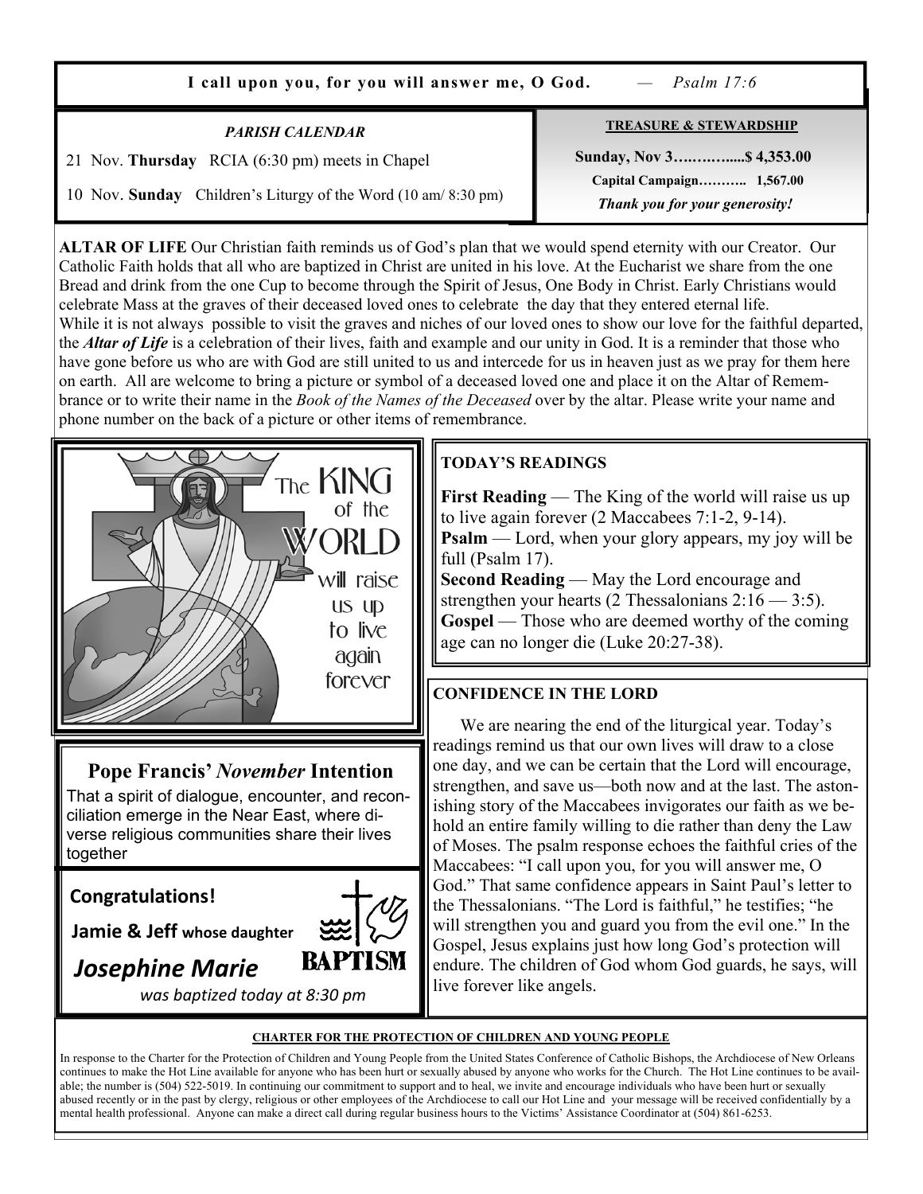**I call upon you, for you will answer me, O God.** — *Psalm 17:6*

*PARISH CALENDAR*

21 Nov. **Thursday** RCIA (6:30 pm) meets in Chapel

10 Nov. **Sunday** Children's Liturgy of the Word (10 am/ 8:30 pm)

**TREASURE & STEWARDSHIP**

**Sunday, Nov 3…..……......$ 4,353.00**

**Capital Campaign……….. 1,567.00**

***Thank you for your generosity!***

**ALTAR OF LIFE** Our Christian faith reminds us of God's plan that we would spend eternity with our Creator. Our Catholic Faith holds that all who are baptized in Christ are united in his love. At the Eucharist we share from the one Bread and drink from the one Cup to become through the Spirit of Jesus, One Body in Christ. Early Christians would celebrate Mass at the graves of their deceased loved ones to celebrate the day that they entered eternal life.
While it is not always possible to visit the graves and niches of our loved ones to show our love for the faithful departed, the ***Altar of Life*** is a celebration of their lives, faith and example and our unity in God. It is a reminder that those who have gone before us who are with God are still united to us and intercede for us in heaven just as we pray for them here on earth. All are welcome to bring a picture or symbol of a deceased loved one and place it on the Altar of Remembrance or to write their name in the *Book of the Names of the Deceased* over by the altar. Please write your name and phone number on the back of a picture or other items of remembrance.

The KING of the WORLD will raise us up to live again forever

**TODAY'S READINGS**

**First Reading** — The King of the world will raise us up to live again forever (2 Maccabees 7:1-2, 9-14).
**Psalm** — Lord, when your glory appears, my joy will be full (Psalm 17).
**Second Reading** — May the Lord encourage and strengthen your hearts (2 Thessalonians 2:16 — 3:5).
**Gospel** — Those who are deemed worthy of the coming age can no longer die (Luke 20:27-38).

**CONFIDENCE IN THE LORD**

We are nearing the end of the liturgical year. Today's readings remind us that our own lives will draw to a close one day, and we can be certain that the Lord will encourage, strengthen, and save us—both now and at the last. The astonishing story of the Maccabees invigorates our faith as we behold an entire family willing to die rather than deny the Law of Moses. The psalm response echoes the faithful cries of the Maccabees: "I call upon you, for you will answer me, O God." That same confidence appears in Saint Paul's letter to the Thessalonians. "The Lord is faithful," he testifies; "he will strengthen you and guard you from the evil one." In the Gospel, Jesus explains just how long God's protection will endure. The children of God whom God guards, he says, will live forever like angels.

## Pope Francis' *November* Intention

That a spirit of dialogue, encounter, and reconciliation emerge in the Near East, where diverse religious communities share their lives together

**Congratulations!**

**Jamie & Jeff** **whose daughter**

***Josephine Marie***

*was baptized today at 8:30 pm*

BAPTISM

**CHARTER FOR THE PROTECTION OF CHILDREN AND YOUNG PEOPLE**

In response to the Charter for the Protection of Children and Young People from the United States Conference of Catholic Bishops, the Archdiocese of New Orleans continues to make the Hot Line available for anyone who has been hurt or sexually abused by anyone who works for the Church. The Hot Line continues to be available; the number is (504) 522-5019. In continuing our commitment to support and to heal, we invite and encourage individuals who have been hurt or sexually abused recently or in the past by clergy, religious or other employees of the Archdiocese to call our Hot Line and your message will be received confidentially by a mental health professional. Anyone can make a direct call during regular business hours to the Victims' Assistance Coordinator at (504) 861-6253.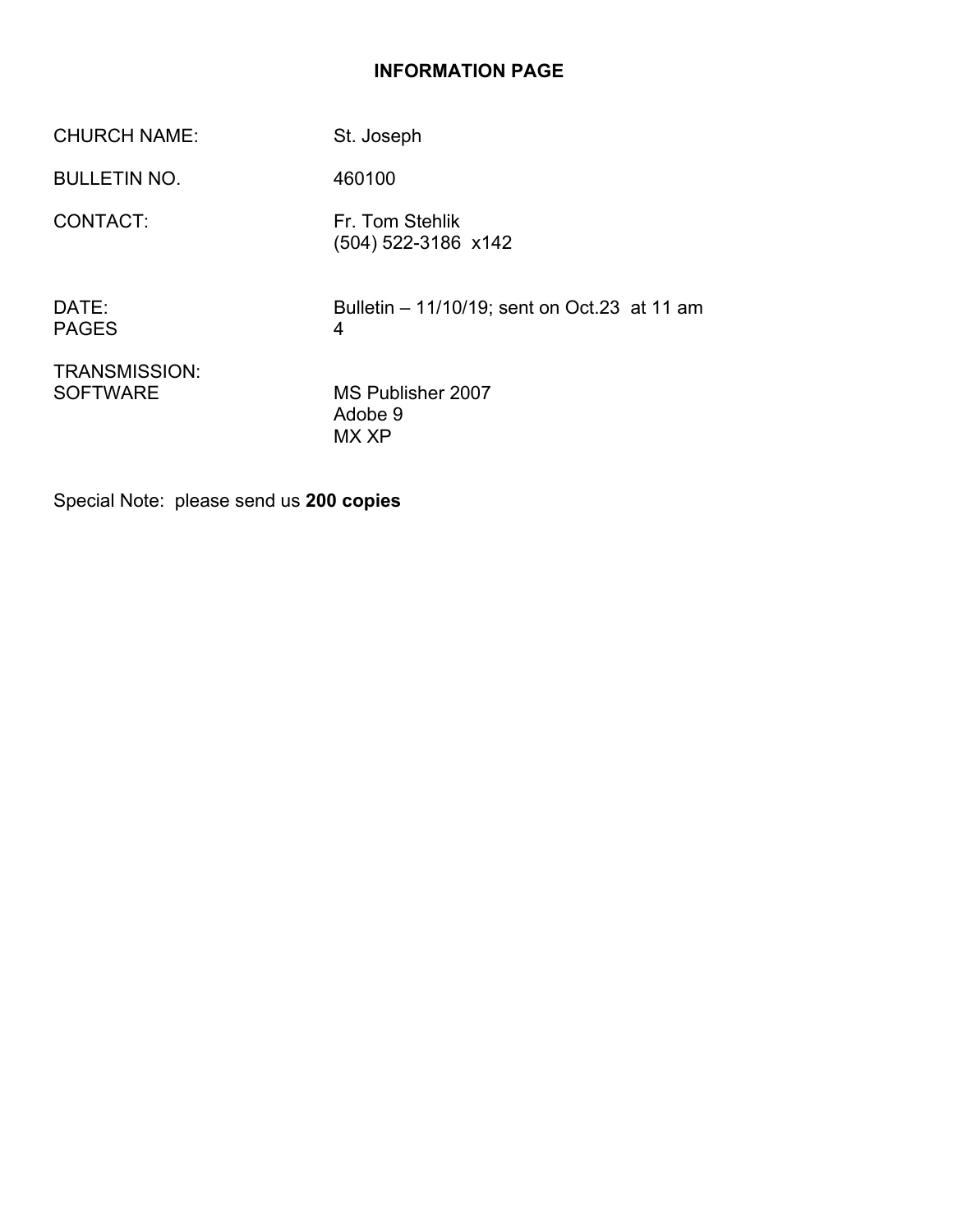## INFORMATION PAGE

| | |
|---|---|
| CHURCH NAME: | St. Joseph |
| BULLETIN NO. | 460100 |
| CONTACT: | Fr. Tom Stehlik<br>(504) 522-3186 x142 |
| DATE:<br>PAGES | Bulletin – 11/10/19; sent on Oct.23 at 11 am<br>4 |
| TRANSMISSION:<br>SOFTWARE | MS Publisher 2007<br>Adobe 9<br>MX XP |

Special Note: please send us **200 copies**